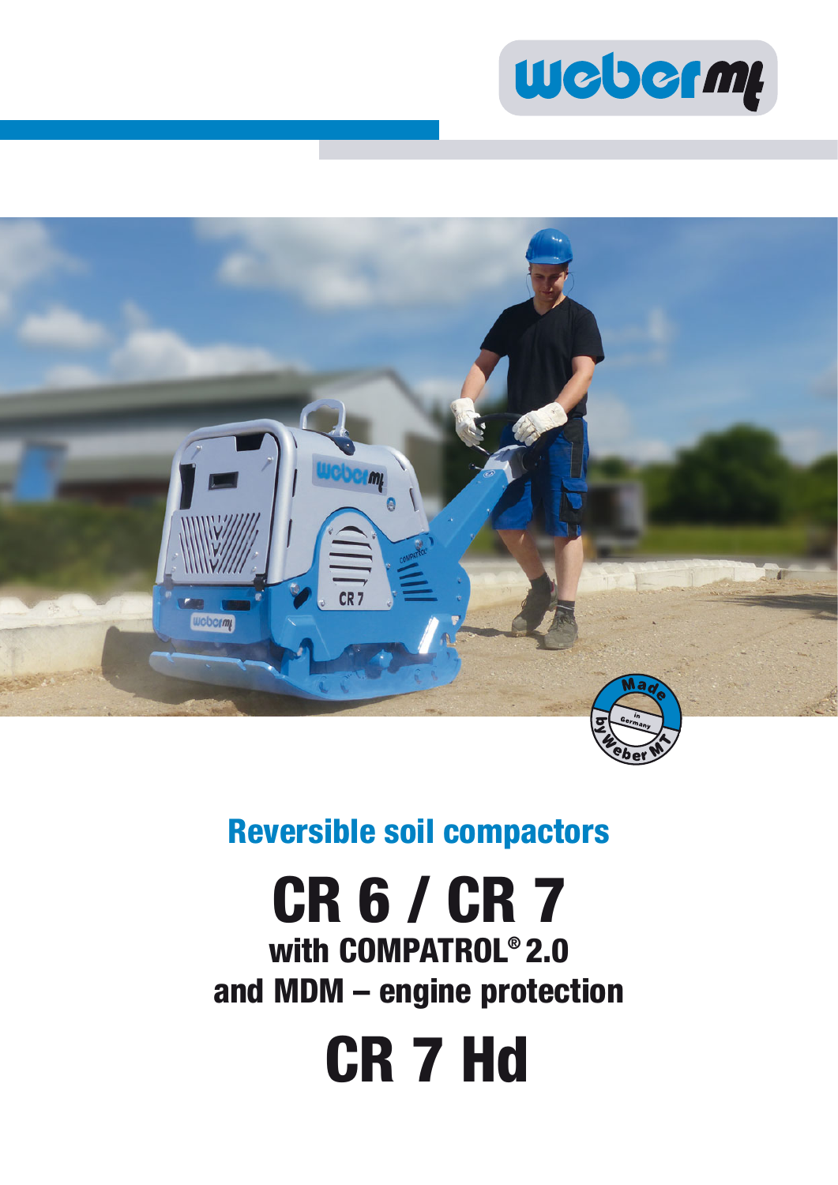## Reversible soil compactors

# CR 6 / CR 7

### with COMPATROL® 2.0
### and MDM – engine protection

# CR 7 Hd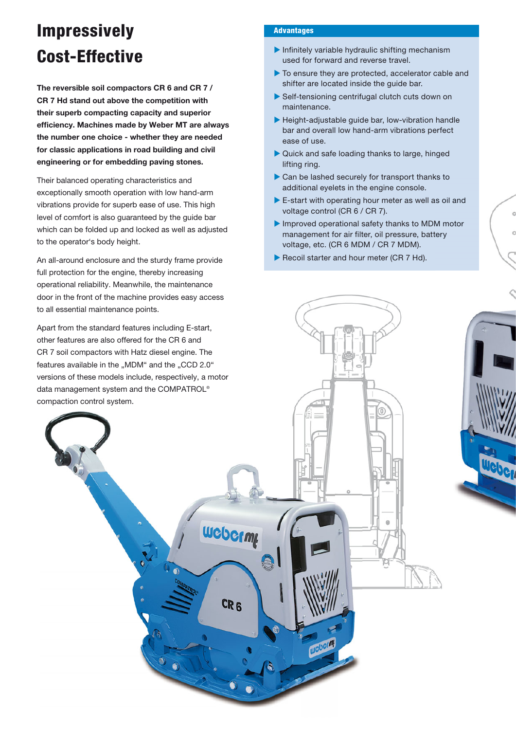# Impressively Cost-Effective

**The reversible soil compactors CR 6 and CR 7 / CR 7 Hd stand out above the competition with their superb compacting capacity and superior efficiency. Machines made by Weber MT are always the number one choice - whether they are needed for classic applications in road building and civil engineering or for embedding paving stones.**

Their balanced operating characteristics and exceptionally smooth operation with low hand-arm vibrations provide for superb ease of use. This high level of comfort is also guaranteed by the guide bar which can be folded up and locked as well as adjusted to the operator's body height.

An all-around enclosure and the sturdy frame provide full protection for the engine, thereby increasing operational reliability. Meanwhile, the maintenance door in the front of the machine provides easy access to all essential maintenance points.

Apart from the standard features including E-start, other features are also offered for the CR 6 and CR 7 soil compactors with Hatz diesel engine. The features available in the „MDM" and the „CCD 2.0" versions of these models include, respectively, a motor data management system and the COMPATROL® compaction control system.

## Advantages

- Infinitely variable hydraulic shifting mechanism used for forward and reverse travel.
- To ensure they are protected, accelerator cable and shifter are located inside the guide bar.
- Self-tensioning centrifugal clutch cuts down on maintenance.
- Height-adjustable guide bar, low-vibration handle bar and overall low hand-arm vibrations perfect ease of use.
- Quick and safe loading thanks to large, hinged lifting ring.
- Can be lashed securely for transport thanks to additional eyelets in the engine console.
- E-start with operating hour meter as well as oil and voltage control (CR 6 / CR 7).
- Improved operational safety thanks to MDM motor management for air filter, oil pressure, battery voltage, etc. (CR 6 MDM / CR 7 MDM).
- Recoil starter and hour meter (CR 7 Hd).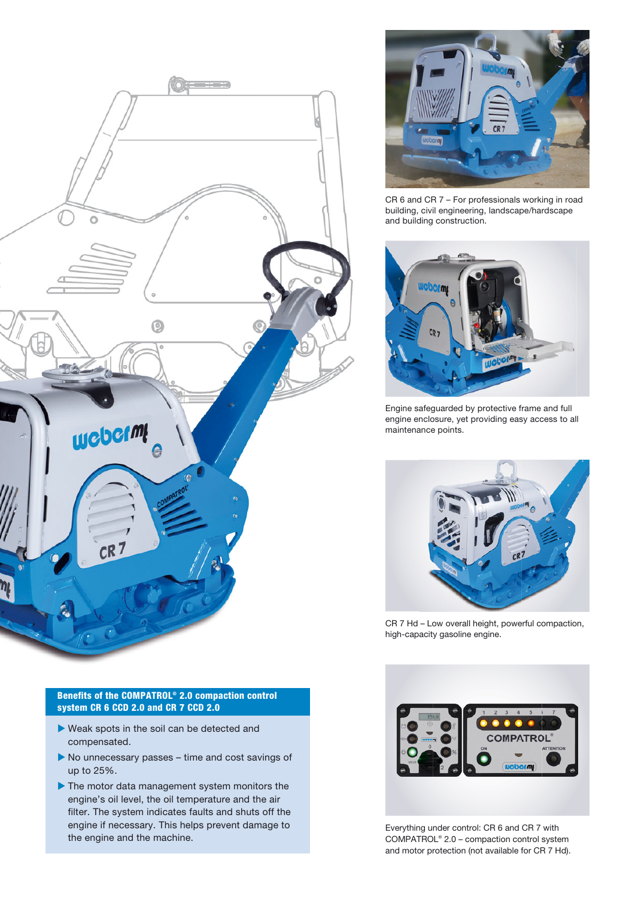CR 6 and CR 7 – For professionals working in road building, civil engineering, landscape/hardscape and building construction.

Engine safeguarded by protective frame and full engine enclosure, yet providing easy access to all maintenance points.

CR 7 Hd – Low overall height, powerful compaction, high-capacity gasoline engine.

### Benefits of the COMPATROL® 2.0 compaction control system CR 6 CCD 2.0 and CR 7 CCD 2.0

- Weak spots in the soil can be detected and compensated.
- No unnecessary passes – time and cost savings of up to 25%.
- The motor data management system monitors the engine's oil level, the oil temperature and the air filter. The system indicates faults and shuts off the engine if necessary. This helps prevent damage to the engine and the machine.

Everything under control: CR 6 and CR 7 with COMPATROL® 2.0 – compaction control system and motor protection (not available for CR 7 Hd).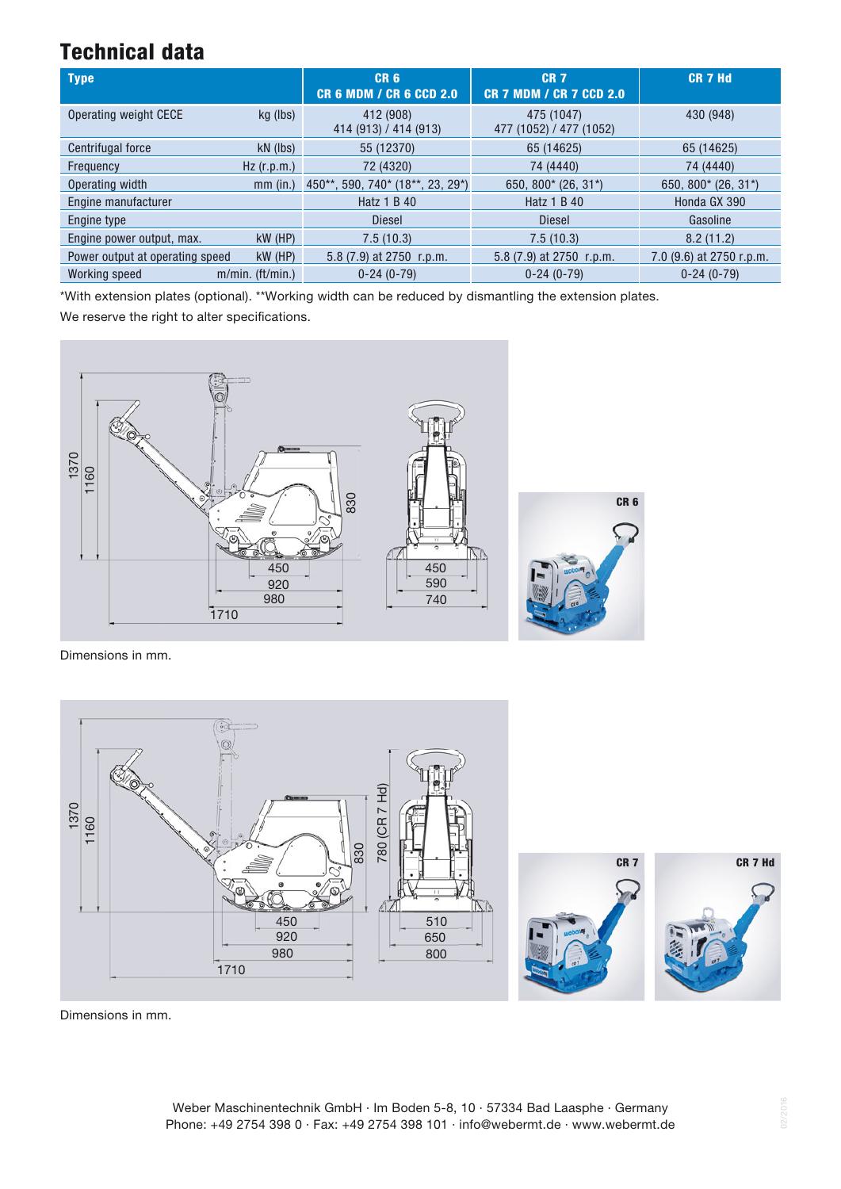## Technical data

| Type | | CR 6<br>CR 6 MDM / CR 6 CCD 2.0 | CR 7<br>CR 7 MDM / CR 7 CCD 2.0 | CR 7 Hd |
|---|---|---|---|---|
| Operating weight CECE | kg (lbs) | 412 (908)<br>414 (913) / 414 (913) | 475 (1047)<br>477 (1052) / 477 (1052) | 430 (948) |
| Centrifugal force | kN (lbs) | 55 (12370) | 65 (14625) | 65 (14625) |
| Frequency | Hz (r.p.m.) | 72 (4320) | 74 (4440) | 74 (4440) |
| Operating width | mm (in.) | 450**, 590, 740* (18**, 23, 29*) | 650, 800* (26, 31*) | 650, 800* (26, 31*) |
| Engine manufacturer | | Hatz 1 B 40 | Hatz 1 B 40 | Honda GX 390 |
| Engine type | | Diesel | Diesel | Gasoline |
| Engine power output, max. | kW (HP) | 7.5 (10.3) | 7.5 (10.3) | 8.2 (11.2) |
| Power output at operating speed | kW (HP) | 5.8 (7.9) at 2750 r.p.m. | 5.8 (7.9) at 2750 r.p.m. | 7.0 (9.6) at 2750 r.p.m. |
| Working speed | m/min. (ft/min.) | 0-24 (0-79) | 0-24 (0-79) | 0-24 (0-79) |

*With extension plates (optional). **Working width can be reduced by dismantling the extension plates.

We reserve the right to alter specifications.

1370
1160
830
450
920
980
1710
450
590
740
CR 6

Dimensions in mm.

1370
1160
830
780 (CR 7 Hd)
450
920
980
1710
510
650
800
CR 7
CR 7 Hd

Dimensions in mm.

Weber Maschinentechnik GmbH · Im Boden 5-8, 10 · 57334 Bad Laasphe · Germany
Phone: +49 2754 398 0 · Fax: +49 2754 398 101 · info@webermt.de · www.webermt.de